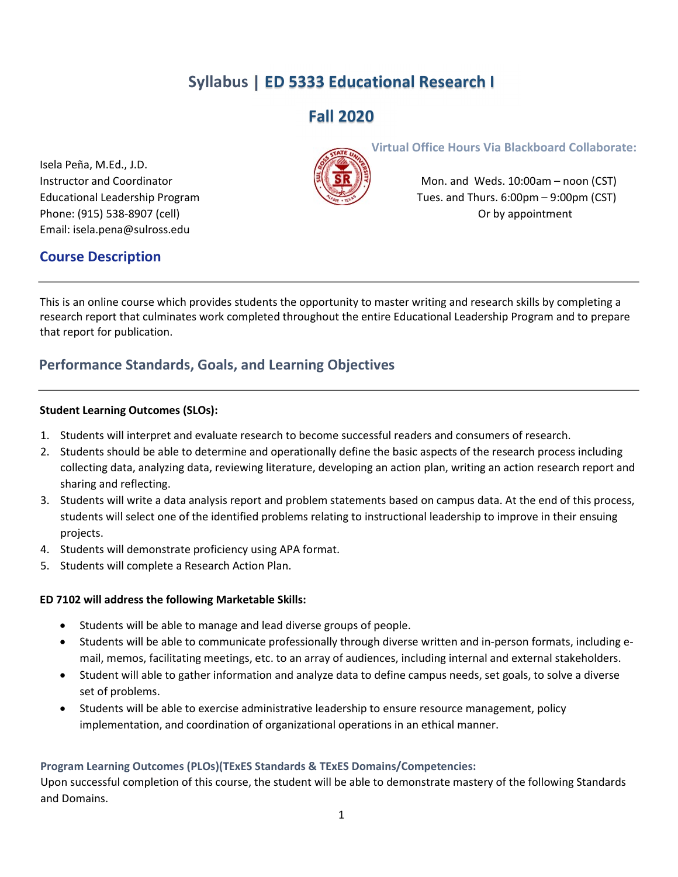# Syllabus | ED 5333 Educational Research I

## Fall 2020

Isela Peña, M.Ed., J.D.
Instructor and Coordinator
Educational Leadership Program
Phone: (915) 538-8907 (cell)
Email: isela.pena@sulross.edu

**Virtual Office Hours Via Blackboard Collaborate:**

Mon. and Weds. 10:00am – noon (CST)
Tues. and Thurs. 6:00pm – 9:00pm (CST)
Or by appointment

## Course Description

This is an online course which provides students the opportunity to master writing and research skills by completing a research report that culminates work completed throughout the entire Educational Leadership Program and to prepare that report for publication.

## Performance Standards, Goals, and Learning Objectives

**Student Learning Outcomes (SLOs):**

1. Students will interpret and evaluate research to become successful readers and consumers of research.
2. Students should be able to determine and operationally define the basic aspects of the research process including collecting data, analyzing data, reviewing literature, developing an action plan, writing an action research report and sharing and reflecting.
3. Students will write a data analysis report and problem statements based on campus data. At the end of this process, students will select one of the identified problems relating to instructional leadership to improve in their ensuing projects.
4. Students will demonstrate proficiency using APA format.
5. Students will complete a Research Action Plan.

**ED 7102 will address the following Marketable Skills:**

- Students will be able to manage and lead diverse groups of people.
- Students will be able to communicate professionally through diverse written and in-person formats, including e-mail, memos, facilitating meetings, etc. to an array of audiences, including internal and external stakeholders.
- Student will able to gather information and analyze data to define campus needs, set goals, to solve a diverse set of problems.
- Students will be able to exercise administrative leadership to ensure resource management, policy implementation, and coordination of organizational operations in an ethical manner.

**Program Learning Outcomes (PLOs)(TExES Standards & TExES Domains/Competencies:**

Upon successful completion of this course, the student will be able to demonstrate mastery of the following Standards and Domains.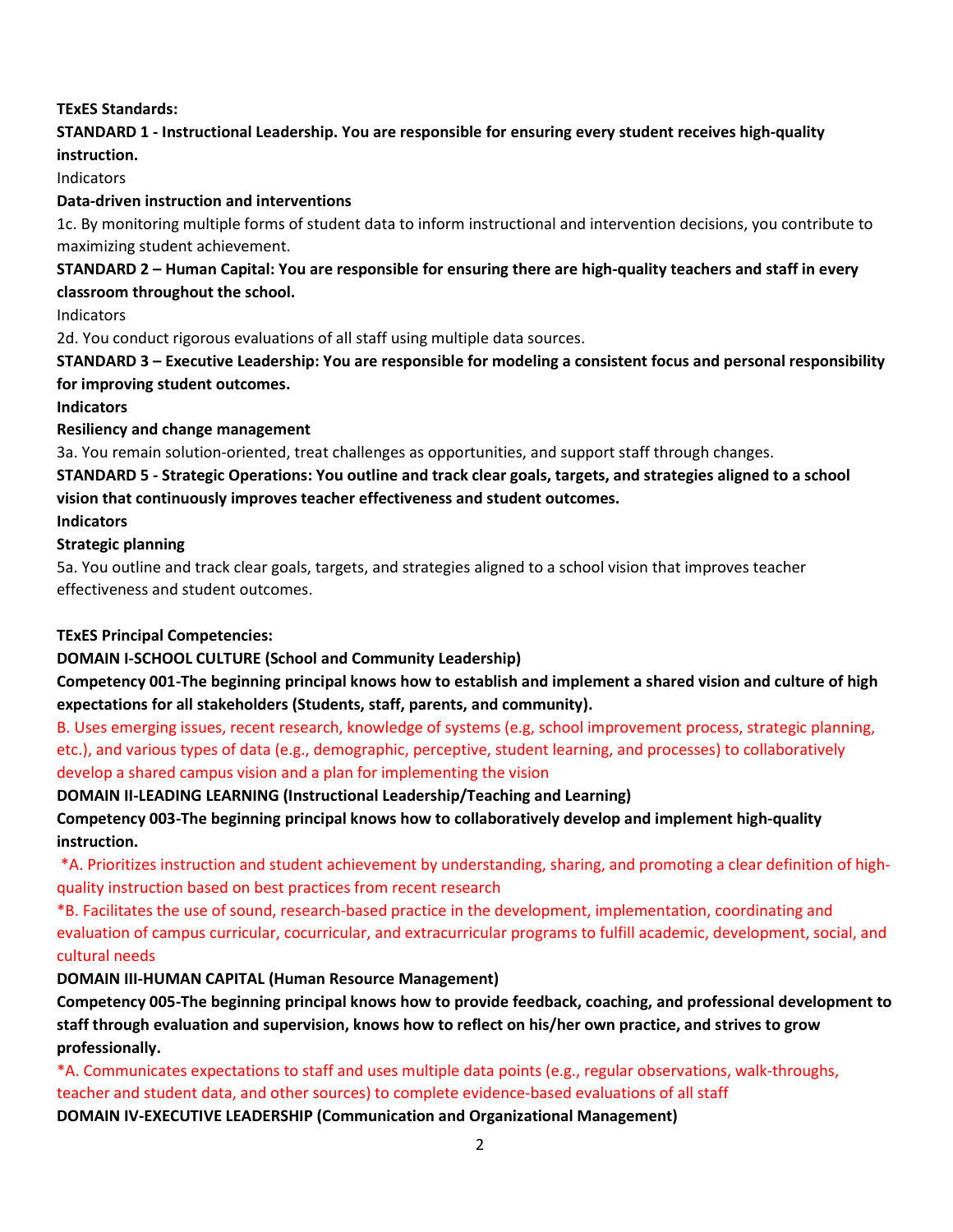**TExES Standards:**

**STANDARD 1 - Instructional Leadership. You are responsible for ensuring every student receives high-quality instruction.**

Indicators

**Data-driven instruction and interventions**

1c. By monitoring multiple forms of student data to inform instructional and intervention decisions, you contribute to maximizing student achievement.

**STANDARD 2 – Human Capital: You are responsible for ensuring there are high-quality teachers and staff in every classroom throughout the school.**

Indicators

2d. You conduct rigorous evaluations of all staff using multiple data sources.

**STANDARD 3 – Executive Leadership: You are responsible for modeling a consistent focus and personal responsibility for improving student outcomes.**

**Indicators**

**Resiliency and change management**

3a. You remain solution-oriented, treat challenges as opportunities, and support staff through changes.

**STANDARD 5 - Strategic Operations: You outline and track clear goals, targets, and strategies aligned to a school vision that continuously improves teacher effectiveness and student outcomes.**

**Indicators**

**Strategic planning**

5a. You outline and track clear goals, targets, and strategies aligned to a school vision that improves teacher effectiveness and student outcomes.

**TExES Principal Competencies:**

**DOMAIN I-SCHOOL CULTURE (School and Community Leadership)**

**Competency 001-The beginning principal knows how to establish and implement a shared vision and culture of high expectations for all stakeholders (Students, staff, parents, and community).**

B. Uses emerging issues, recent research, knowledge of systems (e.g, school improvement process, strategic planning, etc.), and various types of data (e.g., demographic, perceptive, student learning, and processes) to collaboratively develop a shared campus vision and a plan for implementing the vision

**DOMAIN II-LEADING LEARNING (Instructional Leadership/Teaching and Learning)**

**Competency 003-The beginning principal knows how to collaboratively develop and implement high-quality instruction.**

*A. Prioritizes instruction and student achievement by understanding, sharing, and promoting a clear definition of high-quality instruction based on best practices from recent research

*B. Facilitates the use of sound, research-based practice in the development, implementation, coordinating and evaluation of campus curricular, cocurricular, and extracurricular programs to fulfill academic, development, social, and cultural needs

**DOMAIN III-HUMAN CAPITAL (Human Resource Management)**

**Competency 005-The beginning principal knows how to provide feedback, coaching, and professional development to staff through evaluation and supervision, knows how to reflect on his/her own practice, and strives to grow professionally.**

*A. Communicates expectations to staff and uses multiple data points (e.g., regular observations, walk-throughs, teacher and student data, and other sources) to complete evidence-based evaluations of all staff

**DOMAIN IV-EXECUTIVE LEADERSHIP (Communication and Organizational Management)**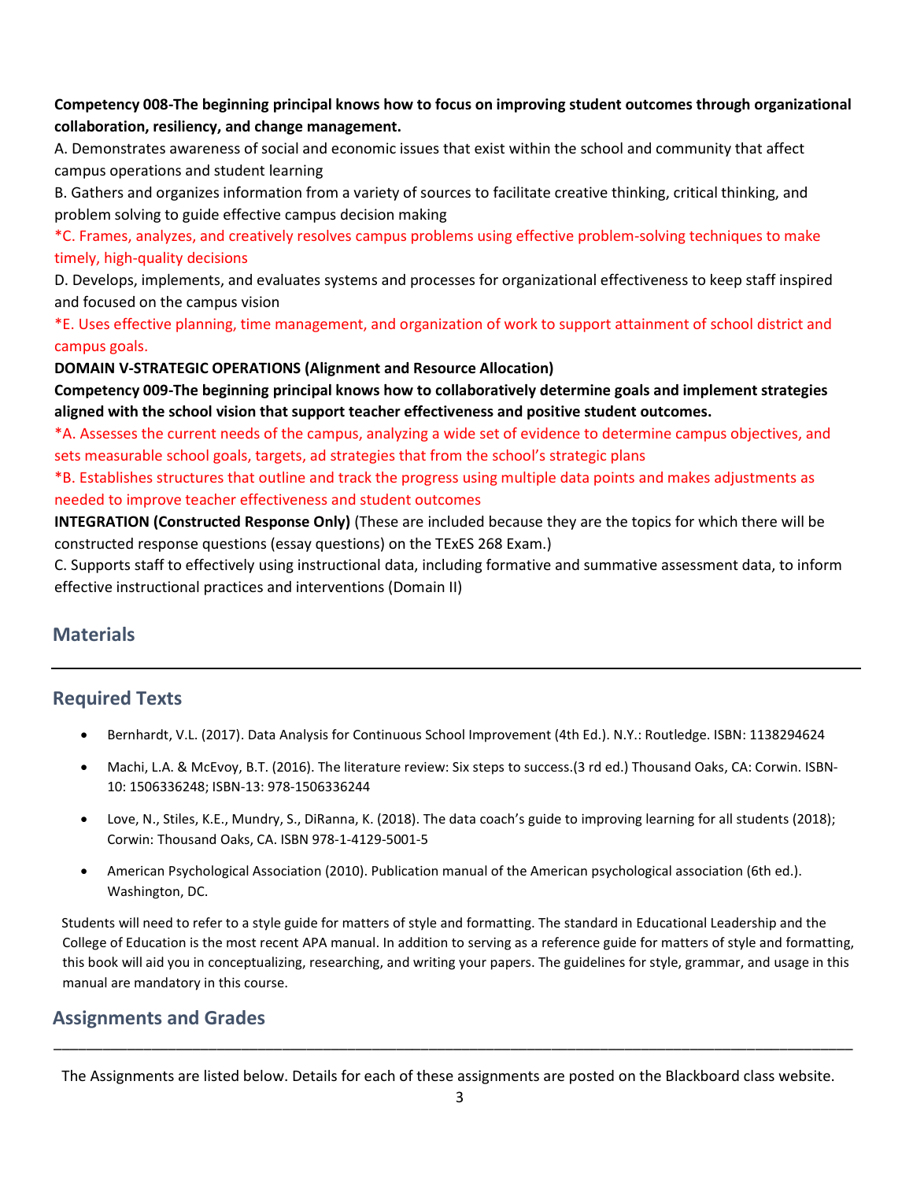**Competency 008-The beginning principal knows how to focus on improving student outcomes through organizational collaboration, resiliency, and change management.**

A. Demonstrates awareness of social and economic issues that exist within the school and community that affect campus operations and student learning

B. Gathers and organizes information from a variety of sources to facilitate creative thinking, critical thinking, and problem solving to guide effective campus decision making

*C. Frames, analyzes, and creatively resolves campus problems using effective problem-solving techniques to make timely, high-quality decisions

D. Develops, implements, and evaluates systems and processes for organizational effectiveness to keep staff inspired and focused on the campus vision

*E. Uses effective planning, time management, and organization of work to support attainment of school district and campus goals.

**DOMAIN V-STRATEGIC OPERATIONS (Alignment and Resource Allocation)**

**Competency 009-The beginning principal knows how to collaboratively determine goals and implement strategies aligned with the school vision that support teacher effectiveness and positive student outcomes.**

*A. Assesses the current needs of the campus, analyzing a wide set of evidence to determine campus objectives, and sets measurable school goals, targets, ad strategies that from the school's strategic plans

*B. Establishes structures that outline and track the progress using multiple data points and makes adjustments as needed to improve teacher effectiveness and student outcomes

**INTEGRATION (Constructed Response Only)** (These are included because they are the topics for which there will be constructed response questions (essay questions) on the TExES 268 Exam.)

C. Supports staff to effectively using instructional data, including formative and summative assessment data, to inform effective instructional practices and interventions (Domain II)

## Materials

---

## Required Texts

- Bernhardt, V.L. (2017). Data Analysis for Continuous School Improvement (4th Ed.). N.Y.: Routledge. ISBN: 1138294624
- Machi, L.A. & McEvoy, B.T. (2016). The literature review: Six steps to success.(3 rd ed.) Thousand Oaks, CA: Corwin. ISBN-10: 1506336248; ISBN-13: 978-1506336244
- Love, N., Stiles, K.E., Mundry, S., DiRanna, K. (2018). The data coach's guide to improving learning for all students (2018); Corwin: Thousand Oaks, CA. ISBN 978-1-4129-5001-5
- American Psychological Association (2010). Publication manual of the American psychological association (6th ed.). Washington, DC.

Students will need to refer to a style guide for matters of style and formatting. The standard in Educational Leadership and the College of Education is the most recent APA manual. In addition to serving as a reference guide for matters of style and formatting, this book will aid you in conceptualizing, researching, and writing your papers. The guidelines for style, grammar, and usage in this manual are mandatory in this course.

## Assignments and Grades

---

The Assignments are listed below. Details for each of these assignments are posted on the Blackboard class website.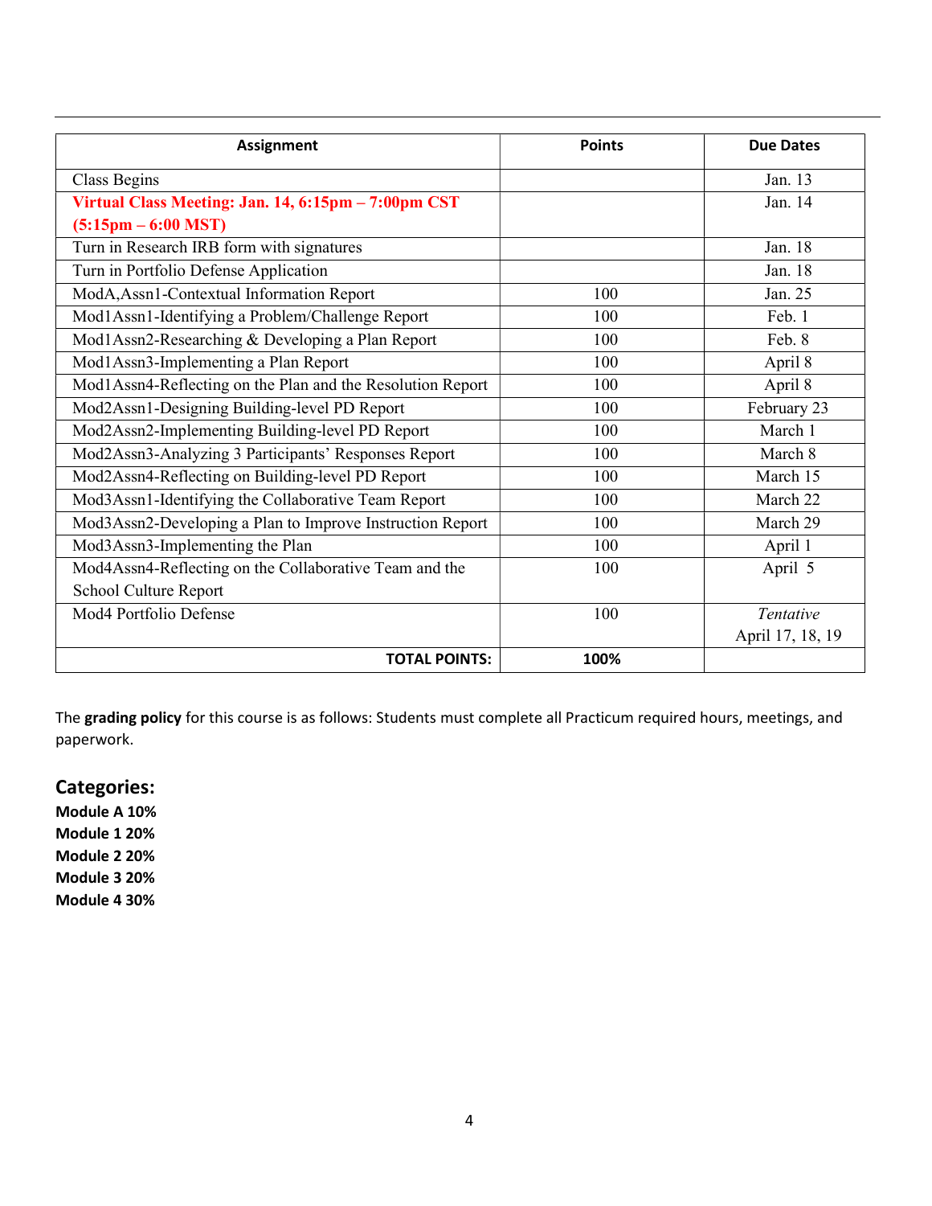| Assignment | Points | Due Dates |
|---|---|---|
| Class Begins | | Jan. 13 |
| **Virtual Class Meeting: Jan. 14, 6:15pm – 7:00pm CST (5:15pm – 6:00 MST)** | | Jan. 14 |
| Turn in Research IRB form with signatures | | Jan. 18 |
| Turn in Portfolio Defense Application | | Jan. 18 |
| ModA,Assn1-Contextual Information Report | 100 | Jan. 25 |
| Mod1Assn1-Identifying a Problem/Challenge Report | 100 | Feb. 1 |
| Mod1Assn2-Researching & Developing a Plan Report | 100 | Feb. 8 |
| Mod1Assn3-Implementing a Plan Report | 100 | April 8 |
| Mod1Assn4-Reflecting on the Plan and the Resolution Report | 100 | April 8 |
| Mod2Assn1-Designing Building-level PD Report | 100 | February 23 |
| Mod2Assn2-Implementing Building-level PD Report | 100 | March 1 |
| Mod2Assn3-Analyzing 3 Participants' Responses Report | 100 | March 8 |
| Mod2Assn4-Reflecting on Building-level PD Report | 100 | March 15 |
| Mod3Assn1-Identifying the Collaborative Team Report | 100 | March 22 |
| Mod3Assn2-Developing a Plan to Improve Instruction Report | 100 | March 29 |
| Mod3Assn3-Implementing the Plan | 100 | April 1 |
| Mod4Assn4-Reflecting on the Collaborative Team and the School Culture Report | 100 | April 5 |
| Mod4 Portfolio Defense | 100 | *Tentative* April 17, 18, 19 |
| **TOTAL POINTS:** | **100%** | |

The **grading policy** for this course is as follows: Students must complete all Practicum required hours, meetings, and paperwork.

## Categories:

**Module A 10%**
**Module 1 20%**
**Module 2 20%**
**Module 3 20%**
**Module 4 30%**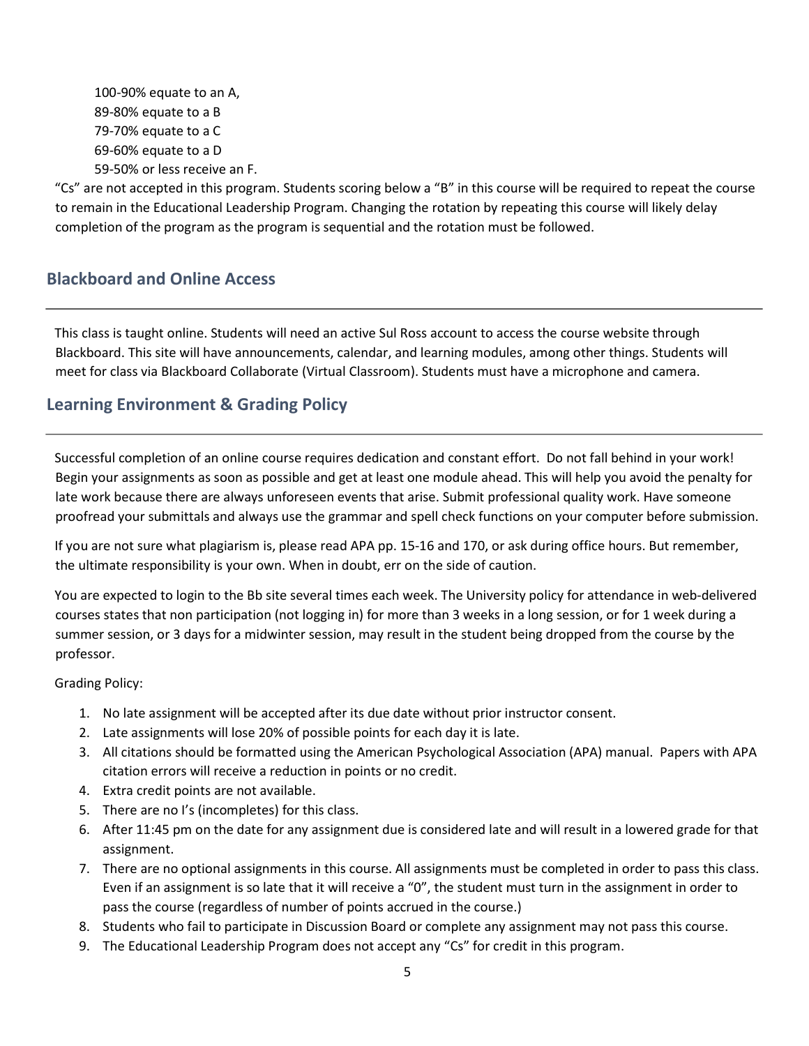100-90% equate to an A,
89-80% equate to a B
79-70% equate to a C
69-60% equate to a D
59-50% or less receive an F.

"Cs" are not accepted in this program. Students scoring below a "B" in this course will be required to repeat the course to remain in the Educational Leadership Program. Changing the rotation by repeating this course will likely delay completion of the program as the program is sequential and the rotation must be followed.

## Blackboard and Online Access

This class is taught online. Students will need an active Sul Ross account to access the course website through Blackboard. This site will have announcements, calendar, and learning modules, among other things. Students will meet for class via Blackboard Collaborate (Virtual Classroom). Students must have a microphone and camera.

## Learning Environment & Grading Policy

Successful completion of an online course requires dedication and constant effort. Do not fall behind in your work! Begin your assignments as soon as possible and get at least one module ahead. This will help you avoid the penalty for late work because there are always unforeseen events that arise. Submit professional quality work. Have someone proofread your submittals and always use the grammar and spell check functions on your computer before submission.

If you are not sure what plagiarism is, please read APA pp. 15-16 and 170, or ask during office hours. But remember, the ultimate responsibility is your own. When in doubt, err on the side of caution.

You are expected to login to the Bb site several times each week. The University policy for attendance in web-delivered courses states that non participation (not logging in) for more than 3 weeks in a long session, or for 1 week during a summer session, or 3 days for a midwinter session, may result in the student being dropped from the course by the professor.

Grading Policy:

1. No late assignment will be accepted after its due date without prior instructor consent.
2. Late assignments will lose 20% of possible points for each day it is late.
3. All citations should be formatted using the American Psychological Association (APA) manual. Papers with APA citation errors will receive a reduction in points or no credit.
4. Extra credit points are not available.
5. There are no I's (incompletes) for this class.
6. After 11:45 pm on the date for any assignment due is considered late and will result in a lowered grade for that assignment.
7. There are no optional assignments in this course. All assignments must be completed in order to pass this class. Even if an assignment is so late that it will receive a "0", the student must turn in the assignment in order to pass the course (regardless of number of points accrued in the course.)
8. Students who fail to participate in Discussion Board or complete any assignment may not pass this course.
9. The Educational Leadership Program does not accept any "Cs" for credit in this program.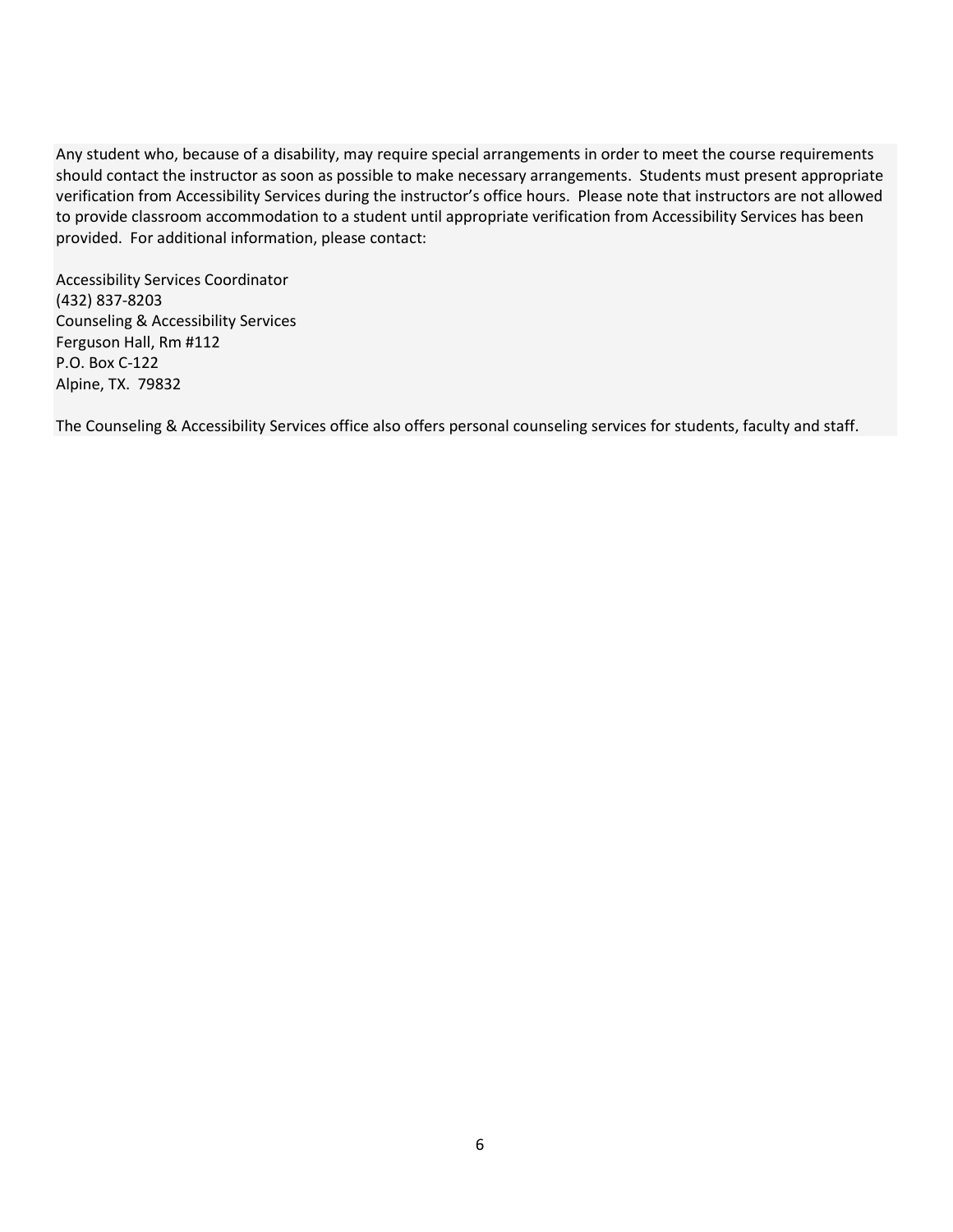Any student who, because of a disability, may require special arrangements in order to meet the course requirements should contact the instructor as soon as possible to make necessary arrangements. Students must present appropriate verification from Accessibility Services during the instructor's office hours. Please note that instructors are not allowed to provide classroom accommodation to a student until appropriate verification from Accessibility Services has been provided. For additional information, please contact:

Accessibility Services Coordinator  
(432) 837-8203  
Counseling & Accessibility Services  
Ferguson Hall, Rm #112  
P.O. Box C-122  
Alpine, TX. 79832

The Counseling & Accessibility Services office also offers personal counseling services for students, faculty and staff.